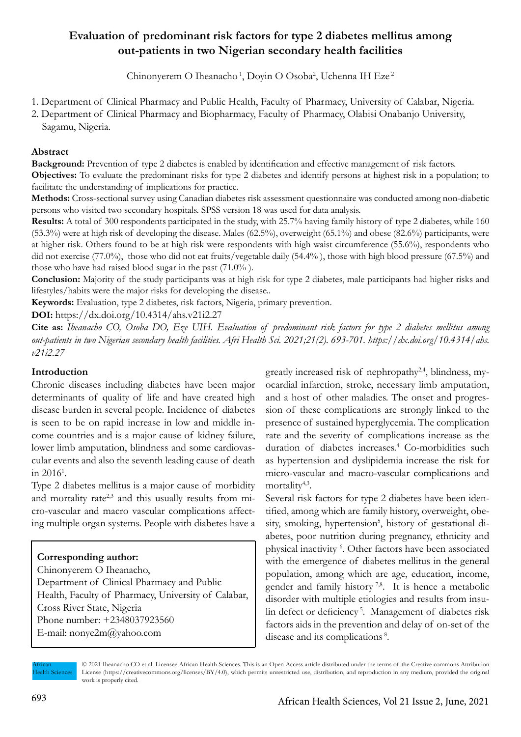# Evaluation of predominant risk factors for type 2 diabetes mellitus among out-patients in two Nigerian secondary health facilities

Chinonyerem O Iheanacho [1], Doyin O Osoba[2], Uchenna IH Eze [2]

1. Department of Clinical Pharmacy and Public Health, Faculty of Pharmacy, University of Calabar, Nigeria.
2. Department of Clinical Pharmacy and Biopharmacy, Faculty of Pharmacy, Olabisi Onabanjo University, Sagamu, Nigeria.

## Abstract

**Background:** Prevention of type 2 diabetes is enabled by identification and effective management of risk factors.

**Objectives:** To evaluate the predominant risks for type 2 diabetes and identify persons at highest risk in a population; to facilitate the understanding of implications for practice.

**Methods:** Cross-sectional survey using Canadian diabetes risk assessment questionnaire was conducted among non-diabetic persons who visited two secondary hospitals. SPSS version 18 was used for data analysis.

**Results:** A total of 300 respondents participated in the study, with 25.7% having family history of type 2 diabetes, while 160 (53.3%) were at high risk of developing the disease. Males (62.5%), overweight (65.1%) and obese (82.6%) participants, were at higher risk. Others found to be at high risk were respondents with high waist circumference (55.6%), respondents who did not exercise (77.0%), those who did not eat fruits/vegetable daily (54.4% ), those with high blood pressure (67.5%) and those who have had raised blood sugar in the past (71.0% ).

**Conclusion:** Majority of the study participants was at high risk for type 2 diabetes, male participants had higher risks and lifestyles/habits were the major risks for developing the disease..

**Keywords:** Evaluation, type 2 diabetes, risk factors, Nigeria, primary prevention.

**DOI:** https://dx.doi.org/10.4314/ahs.v21i2.27

**Cite as:** *Iheanacho CO, Osoba DO, Eze UIH. Evaluation of predominant risk factors for type 2 diabetes mellitus among out-patients in two Nigerian secondary health facilities. Afri Health Sci. 2021;21(2). 693-701. https://dx.doi.org/10.4314/ahs.v21i2.27*

## Introduction

Chronic diseases including diabetes have been major determinants of quality of life and have created high disease burden in several people. Incidence of diabetes is seen to be on rapid increase in low and middle income countries and is a major cause of kidney failure, lower limb amputation, blindness and some cardiovascular events and also the seventh leading cause of death in 2016[1].

Type 2 diabetes mellitus is a major cause of morbidity and mortality rate[2,3] and this usually results from micro-vascular and macro vascular complications affecting multiple organ systems. People with diabetes have a greatly increased risk of nephropathy[2,4], blindness, myocardial infarction, stroke, necessary limb amputation, and a host of other maladies. The onset and progression of these complications are strongly linked to the presence of sustained hyperglycemia. The complication rate and the severity of complications increase as the duration of diabetes increases.[4] Co-morbidities such as hypertension and dyslipidemia increase the risk for micro-vascular and macro-vascular complications and mortality[4,3].

Several risk factors for type 2 diabetes have been identified, among which are family history, overweight, obesity, smoking, hypertension[5], history of gestational diabetes, poor nutrition during pregnancy, ethnicity and physical inactivity [6]. Other factors have been associated with the emergence of diabetes mellitus in the general population, among which are age, education, income, gender and family history [7,8]. It is hence a metabolic disorder with multiple etiologies and results from insulin defect or deficiency [5]. Management of diabetes risk factors aids in the prevention and delay of on-set of the disease and its complications [8].

**Corresponding author:**
Chinonyerem O Iheanacho,
Department of Clinical Pharmacy and Public Health, Faculty of Pharmacy, University of Calabar, Cross River State, Nigeria
Phone number: +2348037923560
E-mail: nonye2m@yahoo.com

African Health Sciences © 2021 Iheanacho CO et al. Licensee African Health Sciences. This is an Open Access article distributed under the terms of the Creative commons Attribution License (https://creativecommons.org/licenses/BY/4.0), which permits unrestricted use, distribution, and reproduction in any medium, provided the original work is properly cited.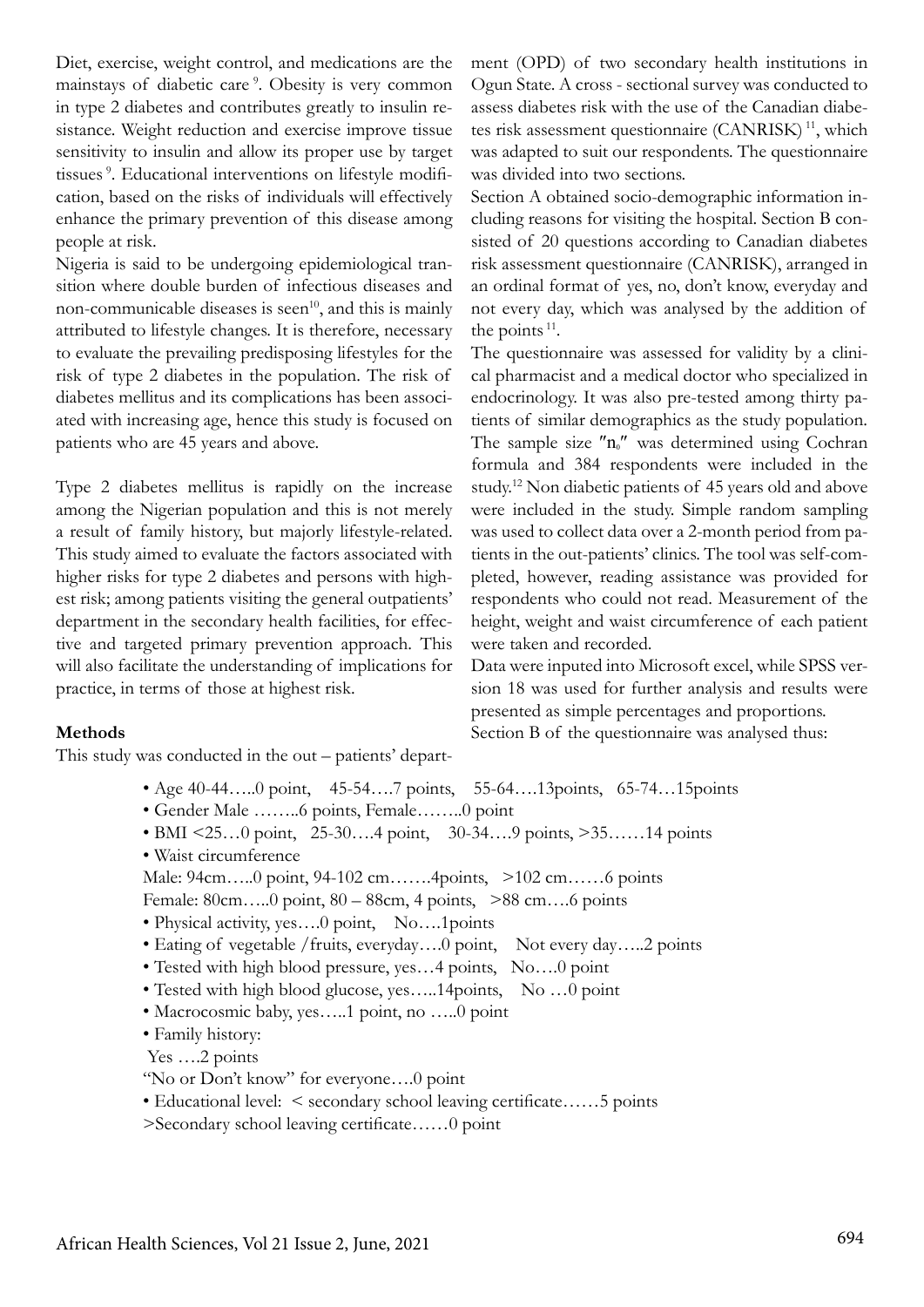Diet, exercise, weight control, and medications are the mainstays of diabetic care [9]. Obesity is very common in type 2 diabetes and contributes greatly to insulin resistance. Weight reduction and exercise improve tissue sensitivity to insulin and allow its proper use by target tissues [9]. Educational interventions on lifestyle modification, based on the risks of individuals will effectively enhance the primary prevention of this disease among people at risk.

Nigeria is said to be undergoing epidemiological transition where double burden of infectious diseases and non-communicable diseases is seen[10], and this is mainly attributed to lifestyle changes. It is therefore, necessary to evaluate the prevailing predisposing lifestyles for the risk of type 2 diabetes in the population. The risk of diabetes mellitus and its complications has been associated with increasing age, hence this study is focused on patients who are 45 years and above.

Type 2 diabetes mellitus is rapidly on the increase among the Nigerian population and this is not merely a result of family history, but majorly lifestyle-related. This study aimed to evaluate the factors associated with higher risks for type 2 diabetes and persons with highest risk; among patients visiting the general outpatients' department in the secondary health facilities, for effective and targeted primary prevention approach. This will also facilitate the understanding of implications for practice, in terms of those at highest risk.

**Methods**

This study was conducted in the out – patients' department (OPD) of two secondary health institutions in Ogun State. A cross - sectional survey was conducted to assess diabetes risk with the use of the Canadian diabetes risk assessment questionnaire (CANRISK) [11], which was adapted to suit our respondents. The questionnaire was divided into two sections.

Section A obtained socio-demographic information including reasons for visiting the hospital. Section B consisted of 20 questions according to Canadian diabetes risk assessment questionnaire (CANRISK), arranged in an ordinal format of yes, no, don't know, everyday and not every day, which was analysed by the addition of the points [11].

The questionnaire was assessed for validity by a clinical pharmacist and a medical doctor who specialized in endocrinology. It was also pre-tested among thirty patients of similar demographics as the study population. The sample size "$n_0$" was determined using Cochran formula and 384 respondents were included in the study.[12] Non diabetic patients of 45 years old and above were included in the study. Simple random sampling was used to collect data over a 2-month period from patients in the out-patients' clinics. The tool was self-completed, however, reading assistance was provided for respondents who could not read. Measurement of the height, weight and waist circumference of each patient were taken and recorded.

Data were inputed into Microsoft excel, while SPSS version 18 was used for further analysis and results were presented as simple percentages and proportions.

Section B of the questionnaire was analysed thus:

- Age 40-44…..0 point, 45-54….7 points, 55-64….13points, 65-74…15points
- Gender Male ……..6 points, Female……..0 point
- BMI <25…0 point, 25-30….4 point, 30-34….9 points, >35……14 points
- Waist circumference

  Male: 94cm…..0 point, 94-102 cm…….4points, >102 cm……6 points

  Female: 80cm…..0 point, 80 – 88cm, 4 points, >88 cm….6 points
- Physical activity, yes….0 point, No….1points
- Eating of vegetable /fruits, everyday….0 point, Not every day…..2 points
- Tested with high blood pressure, yes…4 points, No….0 point
- Tested with high blood glucose, yes…..14points, No …0 point
- Macrocosmic baby, yes…..1 point, no …..0 point
- Family history:

  Yes ….2 points

  "No or Don't know" for everyone….0 point
- Educational level: < secondary school leaving certificate……5 points

  >Secondary school leaving certificate……0 point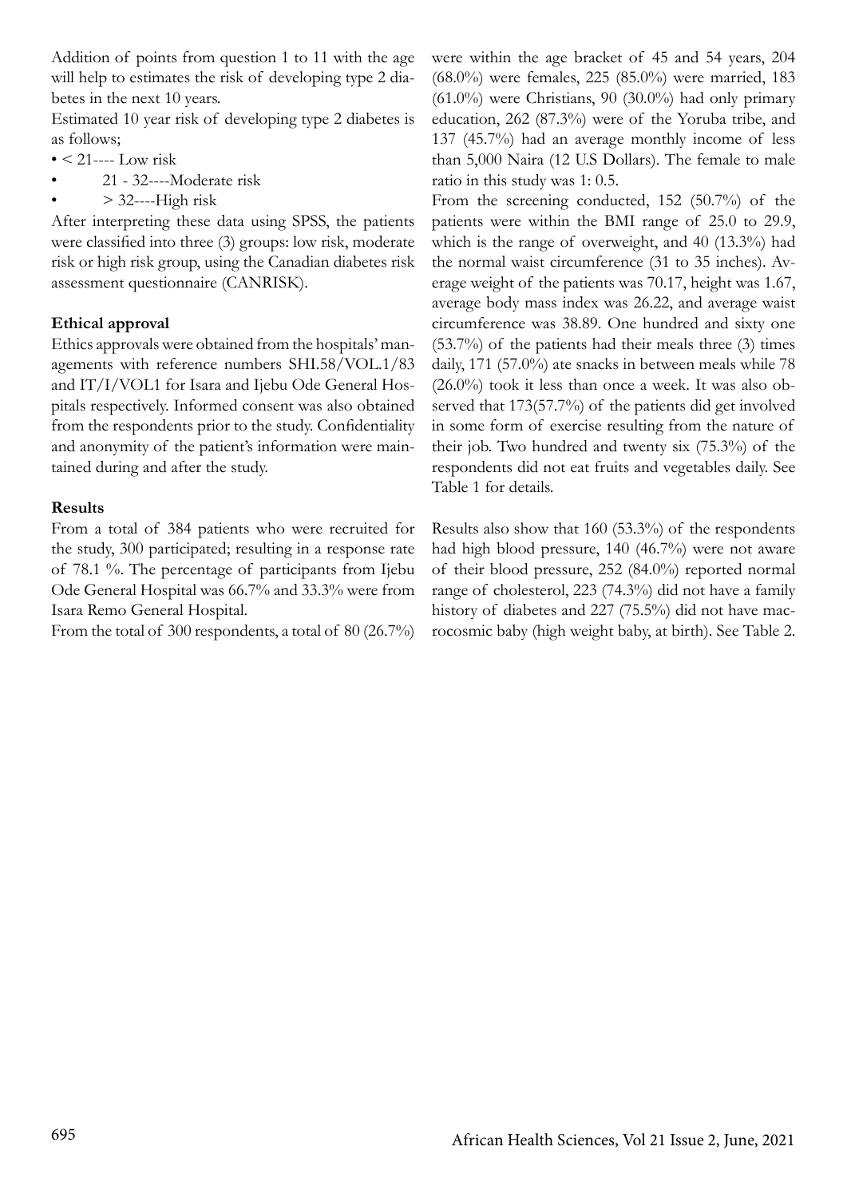Addition of points from question 1 to 11 with the age will help to estimates the risk of developing type 2 diabetes in the next 10 years.

Estimated 10 year risk of developing type 2 diabetes is as follows;

- < 21---- Low risk
- 21 - 32----Moderate risk
- > 32----High risk

After interpreting these data using SPSS, the patients were classified into three (3) groups: low risk, moderate risk or high risk group, using the Canadian diabetes risk assessment questionnaire (CANRISK).

**Ethical approval**

Ethics approvals were obtained from the hospitals' managements with reference numbers SHI.58/VOL.1/83 and IT/I/VOL1 for Isara and Ijebu Ode General Hospitals respectively. Informed consent was also obtained from the respondents prior to the study. Confidentiality and anonymity of the patient's information were maintained during and after the study.

**Results**

From a total of 384 patients who were recruited for the study, 300 participated; resulting in a response rate of 78.1 %. The percentage of participants from Ijebu Ode General Hospital was 66.7% and 33.3% were from Isara Remo General Hospital.

From the total of 300 respondents, a total of 80 (26.7%) were within the age bracket of 45 and 54 years, 204 (68.0%) were females, 225 (85.0%) were married, 183 (61.0%) were Christians, 90 (30.0%) had only primary education, 262 (87.3%) were of the Yoruba tribe, and 137 (45.7%) had an average monthly income of less than 5,000 Naira (12 U.S Dollars). The female to male ratio in this study was 1: 0.5.

From the screening conducted, 152 (50.7%) of the patients were within the BMI range of 25.0 to 29.9, which is the range of overweight, and 40 (13.3%) had the normal waist circumference (31 to 35 inches). Average weight of the patients was 70.17, height was 1.67, average body mass index was 26.22, and average waist circumference was 38.89. One hundred and sixty one (53.7%) of the patients had their meals three (3) times daily, 171 (57.0%) ate snacks in between meals while 78 (26.0%) took it less than once a week. It was also observed that 173(57.7%) of the patients did get involved in some form of exercise resulting from the nature of their job. Two hundred and twenty six (75.3%) of the respondents did not eat fruits and vegetables daily. See Table 1 for details.

Results also show that 160 (53.3%) of the respondents had high blood pressure, 140 (46.7%) were not aware of their blood pressure, 252 (84.0%) reported normal range of cholesterol, 223 (74.3%) did not have a family history of diabetes and 227 (75.5%) did not have macrocosmic baby (high weight baby, at birth). See Table 2.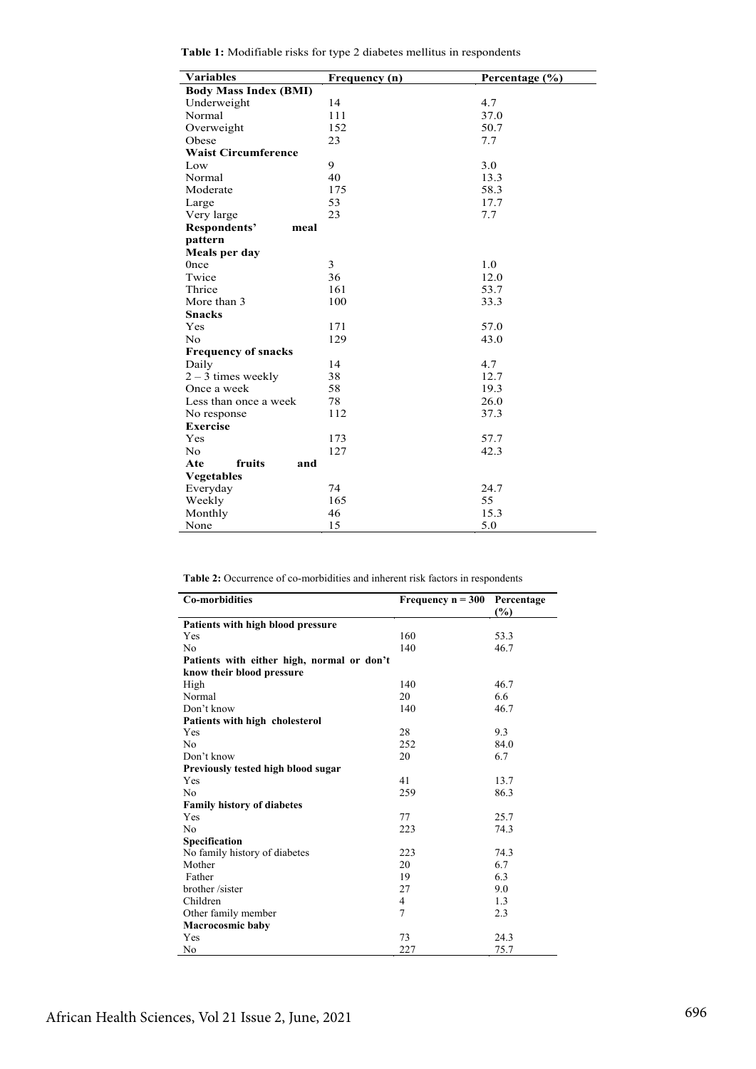**Table 1:** Modifiable risks for type 2 diabetes mellitus in respondents

| Variables | Frequency (n) | Percentage (%) |
|---|---|---|
| **Body Mass Index (BMI)** | | |
| Underweight | 14 | 4.7 |
| Normal | 111 | 37.0 |
| Overweight | 152 | 50.7 |
| Obese | 23 | 7.7 |
| **Waist Circumference** | | |
| Low | 9 | 3.0 |
| Normal | 40 | 13.3 |
| Moderate | 175 | 58.3 |
| Large | 53 | 17.7 |
| Very large | 23 | 7.7 |
| **Respondents' meal pattern** | | |
| **Meals per day** | | |
| 0nce | 3 | 1.0 |
| Twice | 36 | 12.0 |
| Thrice | 161 | 53.7 |
| More than 3 | 100 | 33.3 |
| **Snacks** | | |
| Yes | 171 | 57.0 |
| No | 129 | 43.0 |
| **Frequency of snacks** | | |
| Daily | 14 | 4.7 |
| 2 – 3 times weekly | 38 | 12.7 |
| Once a week | 58 | 19.3 |
| Less than once a week | 78 | 26.0 |
| No response | 112 | 37.3 |
| **Exercise** | | |
| Yes | 173 | 57.7 |
| No | 127 | 42.3 |
| **Ate fruits and Vegetables** | | |
| Everyday | 74 | 24.7 |
| Weekly | 165 | 55 |
| Monthly | 46 | 15.3 |
| None | 15 | 5.0 |

**Table 2:** Occurrence of co-morbidities and inherent risk factors in respondents

| Co-morbidities | Frequency n = 300 | Percentage (%) |
|---|---|---|
| **Patients with high blood pressure** | | |
| Yes | 160 | 53.3 |
| No | 140 | 46.7 |
| **Patients with either high, normal or don't know their blood pressure** | | |
| High | 140 | 46.7 |
| Normal | 20 | 6.6 |
| Don't know | 140 | 46.7 |
| **Patients with high cholesterol** | | |
| Yes | 28 | 9.3 |
| No | 252 | 84.0 |
| Don't know | 20 | 6.7 |
| **Previously tested high blood sugar** | | |
| Yes | 41 | 13.7 |
| No | 259 | 86.3 |
| **Family history of diabetes** | | |
| Yes | 77 | 25.7 |
| No | 223 | 74.3 |
| **Specification** | | |
| No family history of diabetes | 223 | 74.3 |
| Mother | 20 | 6.7 |
| Father | 19 | 6.3 |
| brother /sister | 27 | 9.0 |
| Children | 4 | 1.3 |
| Other family member | 7 | 2.3 |
| **Macrocosmic baby** | | |
| Yes | 73 | 24.3 |
| No | 227 | 75.7 |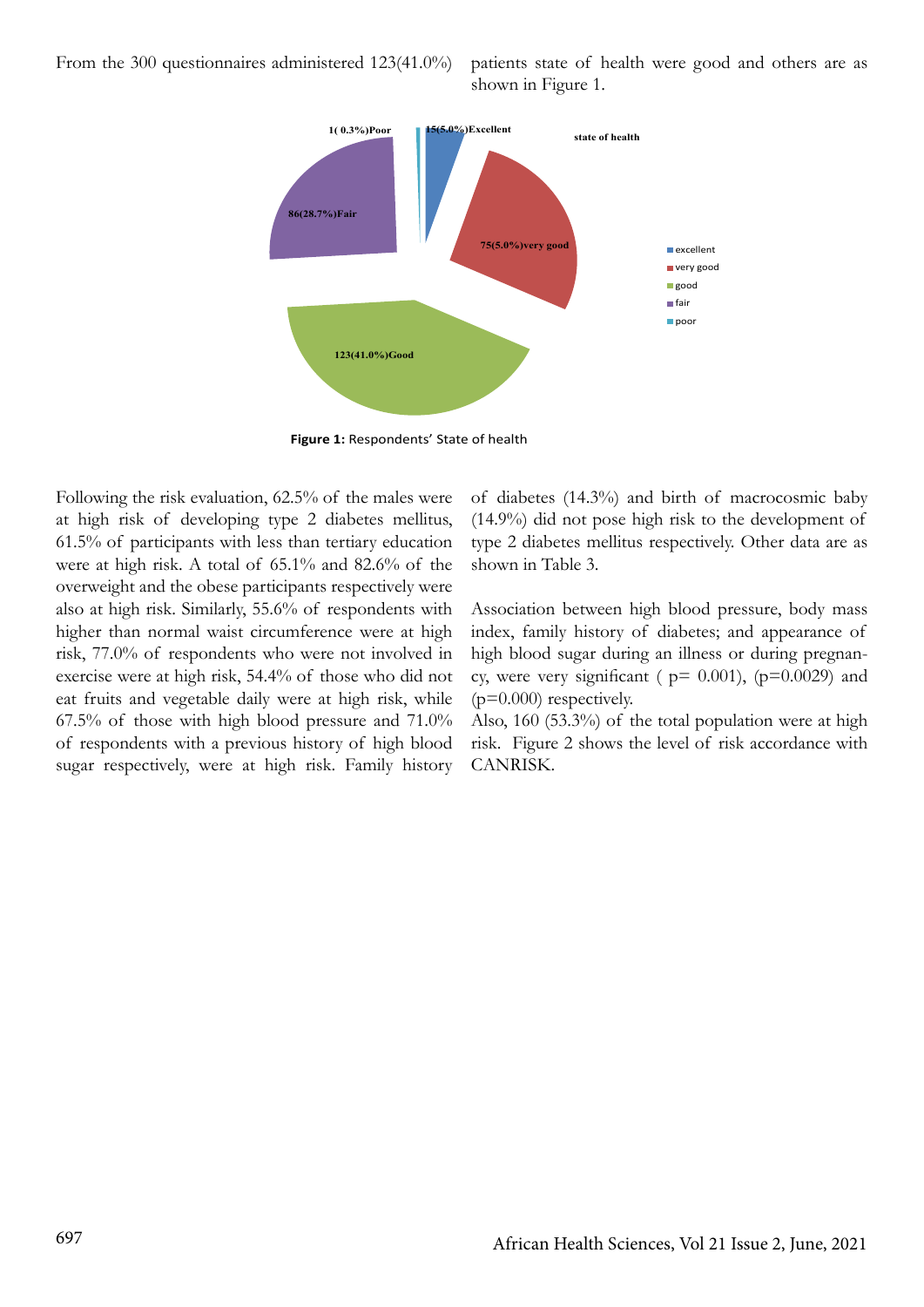From the 300 questionnaires administered 123(41.0%) patients state of health were good and others are as shown in Figure 1.

**Figure 1:** Respondents' State of health

Following the risk evaluation, 62.5% of the males were at high risk of developing type 2 diabetes mellitus, 61.5% of participants with less than tertiary education were at high risk. A total of 65.1% and 82.6% of the overweight and the obese participants respectively were also at high risk. Similarly, 55.6% of respondents with higher than normal waist circumference were at high risk, 77.0% of respondents who were not involved in exercise were at high risk, 54.4% of those who did not eat fruits and vegetable daily were at high risk, while 67.5% of those with high blood pressure and 71.0% of respondents with a previous history of high blood sugar respectively, were at high risk. Family history of diabetes (14.3%) and birth of macrocosmic baby (14.9%) did not pose high risk to the development of type 2 diabetes mellitus respectively. Other data are as shown in Table 3.

Association between high blood pressure, body mass index, family history of diabetes; and appearance of high blood sugar during an illness or during pregnancy, were very significant ( p= 0.001), (p=0.0029) and (p=0.000) respectively.

Also, 160 (53.3%) of the total population were at high risk. Figure 2 shows the level of risk accordance with CANRISK.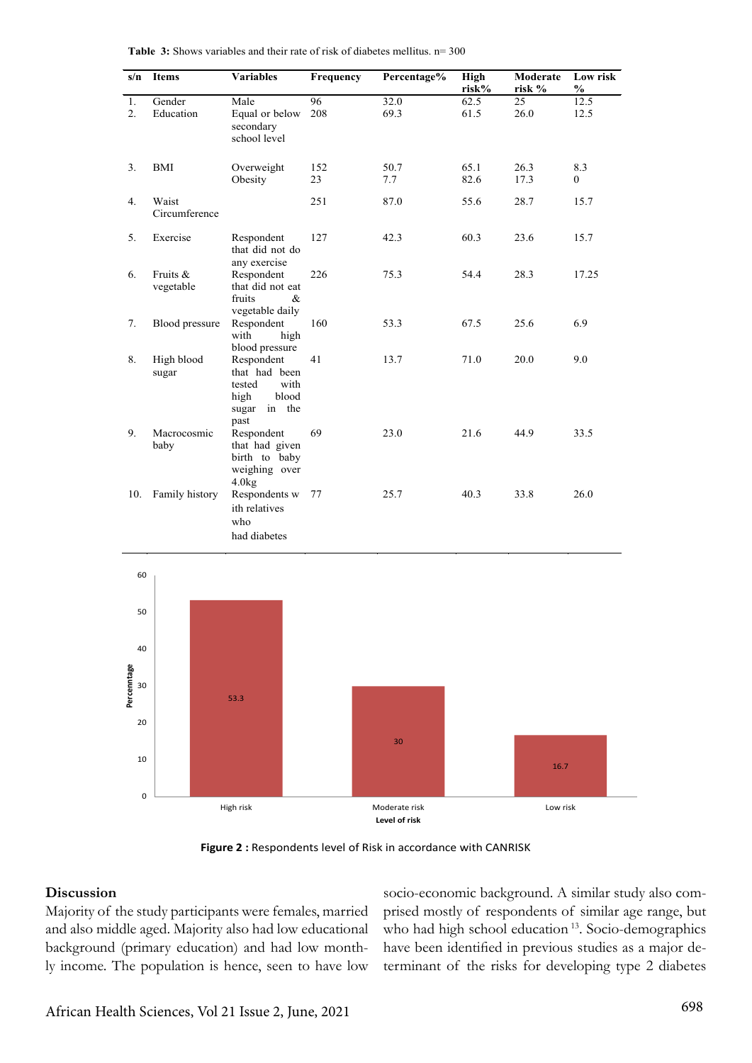**Table 3:** Shows variables and their rate of risk of diabetes mellitus. n= 300

| s/n | Items | Variables | Frequency | Percentage% | High risk% | Moderate risk % | Low risk % |
|---|---|---|---|---|---|---|---|
| 1. | Gender | Male | 96 | 32.0 | 62.5 | 25 | 12.5 |
| 2. | Education | Equal or below secondary school level | 208 | 69.3 | 61.5 | 26.0 | 12.5 |
| 3. | BMI | Overweight | 152 | 50.7 | 65.1 | 26.3 | 8.3 |
| | | Obesity | 23 | 7.7 | 82.6 | 17.3 | 0 |
| 4. | Waist Circumference | | 251 | 87.0 | 55.6 | 28.7 | 15.7 |
| 5. | Exercise | Respondent that did not do any exercise | 127 | 42.3 | 60.3 | 23.6 | 15.7 |
| 6. | Fruits & vegetable | Respondent that did not eat fruits & vegetable daily | 226 | 75.3 | 54.4 | 28.3 | 17.25 |
| 7. | Blood pressure | Respondent with high blood pressure | 160 | 53.3 | 67.5 | 25.6 | 6.9 |
| 8. | High blood sugar | Respondent that had been tested with high blood sugar in the past | 41 | 13.7 | 71.0 | 20.0 | 9.0 |
| 9. | Macrocosmic baby | Respondent that had given birth to baby weighing over 4.0kg | 69 | 23.0 | 21.6 | 44.9 | 33.5 |
| 10. | Family history | Respondents with relatives who had diabetes | 77 | 25.7 | 40.3 | 33.8 | 26.0 |

**Figure 2 :** Respondents level of Risk in accordance with CANRISK

## Discussion

Majority of the study participants were females, married and also middle aged. Majority also had low educational background (primary education) and had low monthly income. The population is hence, seen to have low socio-economic background. A similar study also comprised mostly of respondents of similar age range, but who had high school education [13]. Socio-demographics have been identified in previous studies as a major determinant of the risks for developing type 2 diabetes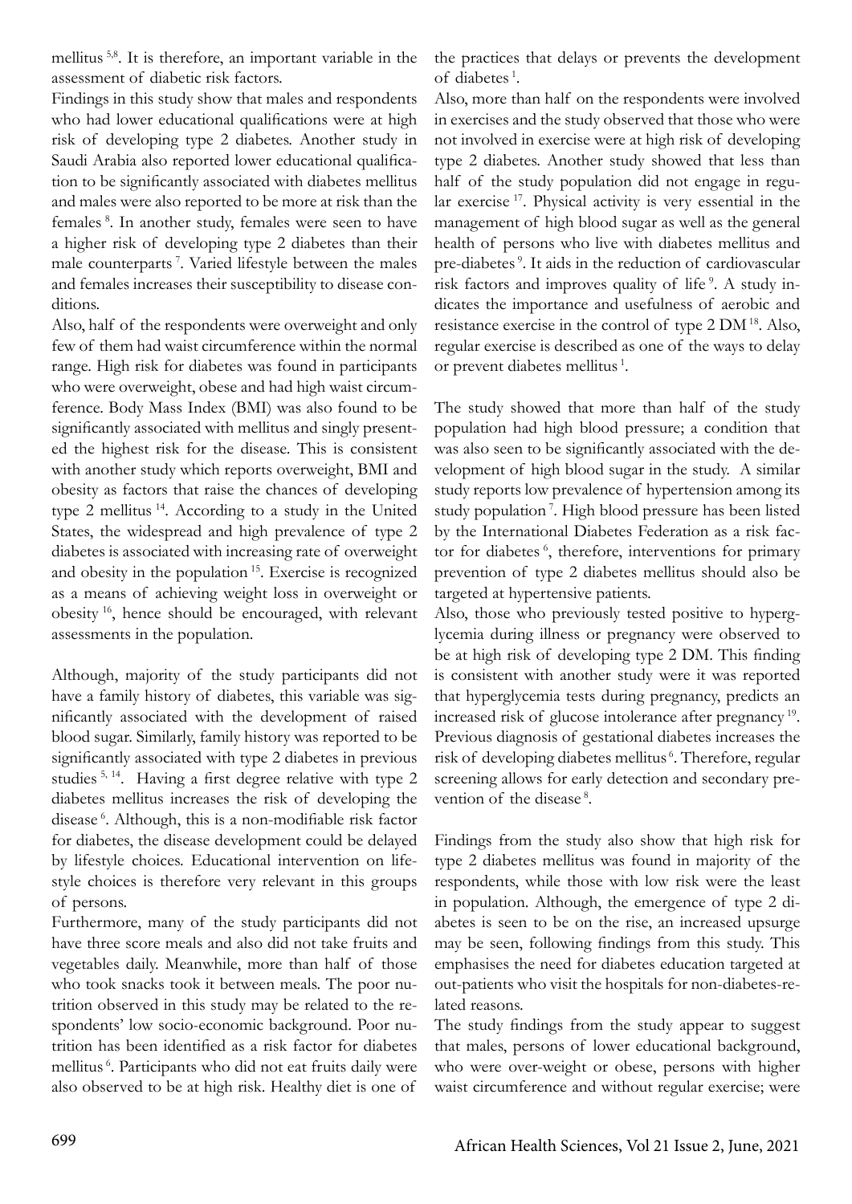mellitus [5,8]. It is therefore, an important variable in the assessment of diabetic risk factors.

Findings in this study show that males and respondents who had lower educational qualifications were at high risk of developing type 2 diabetes. Another study in Saudi Arabia also reported lower educational qualification to be significantly associated with diabetes mellitus and males were also reported to be more at risk than the females [8]. In another study, females were seen to have a higher risk of developing type 2 diabetes than their male counterparts [7]. Varied lifestyle between the males and females increases their susceptibility to disease conditions.

Also, half of the respondents were overweight and only few of them had waist circumference within the normal range. High risk for diabetes was found in participants who were overweight, obese and had high waist circumference. Body Mass Index (BMI) was also found to be significantly associated with mellitus and singly presented the highest risk for the disease. This is consistent with another study which reports overweight, BMI and obesity as factors that raise the chances of developing type 2 mellitus [14]. According to a study in the United States, the widespread and high prevalence of type 2 diabetes is associated with increasing rate of overweight and obesity in the population [15]. Exercise is recognized as a means of achieving weight loss in overweight or obesity [16], hence should be encouraged, with relevant assessments in the population.

Although, majority of the study participants did not have a family history of diabetes, this variable was significantly associated with the development of raised blood sugar. Similarly, family history was reported to be significantly associated with type 2 diabetes in previous studies [5, 14]. Having a first degree relative with type 2 diabetes mellitus increases the risk of developing the disease [6]. Although, this is a non-modifiable risk factor for diabetes, the disease development could be delayed by lifestyle choices. Educational intervention on lifestyle choices is therefore very relevant in this groups of persons.

Furthermore, many of the study participants did not have three score meals and also did not take fruits and vegetables daily. Meanwhile, more than half of those who took snacks took it between meals. The poor nutrition observed in this study may be related to the respondents' low socio-economic background. Poor nutrition has been identified as a risk factor for diabetes mellitus [6]. Participants who did not eat fruits daily were also observed to be at high risk. Healthy diet is one of the practices that delays or prevents the development of diabetes [1].

Also, more than half on the respondents were involved in exercises and the study observed that those who were not involved in exercise were at high risk of developing type 2 diabetes. Another study showed that less than half of the study population did not engage in regular exercise [17]. Physical activity is very essential in the management of high blood sugar as well as the general health of persons who live with diabetes mellitus and pre-diabetes [9]. It aids in the reduction of cardiovascular risk factors and improves quality of life [9]. A study indicates the importance and usefulness of aerobic and resistance exercise in the control of type 2 DM [18]. Also, regular exercise is described as one of the ways to delay or prevent diabetes mellitus [1].

The study showed that more than half of the study population had high blood pressure; a condition that was also seen to be significantly associated with the development of high blood sugar in the study. A similar study reports low prevalence of hypertension among its study population [7]. High blood pressure has been listed by the International Diabetes Federation as a risk factor for diabetes [6], therefore, interventions for primary prevention of type 2 diabetes mellitus should also be targeted at hypertensive patients.

Also, those who previously tested positive to hyperglycemia during illness or pregnancy were observed to be at high risk of developing type 2 DM. This finding is consistent with another study were it was reported that hyperglycemia tests during pregnancy, predicts an increased risk of glucose intolerance after pregnancy [19]. Previous diagnosis of gestational diabetes increases the risk of developing diabetes mellitus [6]. Therefore, regular screening allows for early detection and secondary prevention of the disease [8].

Findings from the study also show that high risk for type 2 diabetes mellitus was found in majority of the respondents, while those with low risk were the least in population. Although, the emergence of type 2 diabetes is seen to be on the rise, an increased upsurge may be seen, following findings from this study. This emphasises the need for diabetes education targeted at out-patients who visit the hospitals for non-diabetes-related reasons.

The study findings from the study appear to suggest that males, persons of lower educational background, who were over-weight or obese, persons with higher waist circumference and without regular exercise; were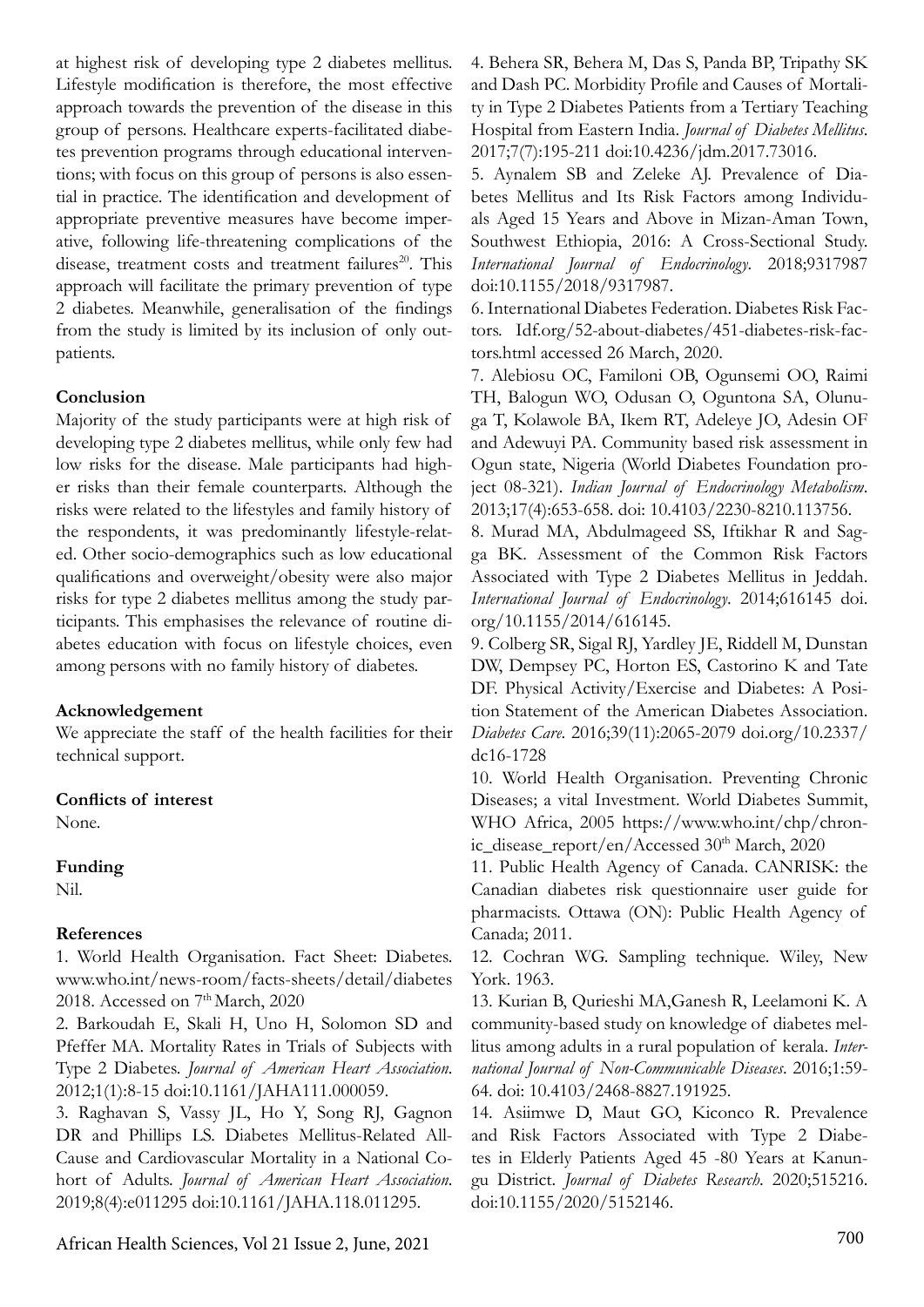at highest risk of developing type 2 diabetes mellitus. Lifestyle modification is therefore, the most effective approach towards the prevention of the disease in this group of persons. Healthcare experts-facilitated diabetes prevention programs through educational interventions; with focus on this group of persons is also essential in practice. The identification and development of appropriate preventive measures have become imperative, following life-threatening complications of the disease, treatment costs and treatment failures[20]. This approach will facilitate the primary prevention of type 2 diabetes. Meanwhile, generalisation of the findings from the study is limited by its inclusion of only outpatients.

**Conclusion**

Majority of the study participants were at high risk of developing type 2 diabetes mellitus, while only few had low risks for the disease. Male participants had higher risks than their female counterparts. Although the risks were related to the lifestyles and family history of the respondents, it was predominantly lifestyle-related. Other socio-demographics such as low educational qualifications and overweight/obesity were also major risks for type 2 diabetes mellitus among the study participants. This emphasises the relevance of routine diabetes education with focus on lifestyle choices, even among persons with no family history of diabetes.

**Acknowledgement**

We appreciate the staff of the health facilities for their technical support.

**Conflicts of interest**

None.

**Funding**

Nil.

**References**

1. World Health Organisation. Fact Sheet: Diabetes. www.who.int/news-room/facts-sheets/detail/diabetes 2018. Accessed on 7th March, 2020
2. Barkoudah E, Skali H, Uno H, Solomon SD and Pfeffer MA. Mortality Rates in Trials of Subjects with Type 2 Diabetes. *Journal of American Heart Association*. 2012;1(1):8-15 doi:10.1161/JAHA111.000059.
3. Raghavan S, Vassy JL, Ho Y, Song RJ, Gagnon DR and Phillips LS. Diabetes Mellitus-Related All-Cause and Cardiovascular Mortality in a National Cohort of Adults. *Journal of American Heart Association*. 2019;8(4):e011295 doi:10.1161/JAHA.118.011295.
4. Behera SR, Behera M, Das S, Panda BP, Tripathy SK and Dash PC. Morbidity Profile and Causes of Mortality in Type 2 Diabetes Patients from a Tertiary Teaching Hospital from Eastern India. *Journal of Diabetes Mellitus*. 2017;7(7):195-211 doi:10.4236/jdm.2017.73016.
5. Aynalem SB and Zeleke AJ. Prevalence of Diabetes Mellitus and Its Risk Factors among Individuals Aged 15 Years and Above in Mizan-Aman Town, Southwest Ethiopia, 2016: A Cross-Sectional Study. *International Journal of Endocrinology*. 2018;9317987 doi:10.1155/2018/9317987.
6. International Diabetes Federation. Diabetes Risk Factors. Idf.org/52-about-diabetes/451-diabetes-risk-factors.html accessed 26 March, 2020.
7. Alebiosu OC, Familoni OB, Ogunsemi OO, Raimi TH, Balogun WO, Odusan O, Oguntona SA, Olunuga T, Kolawole BA, Ikem RT, Adeleye JO, Adesin OF and Adewuyi PA. Community based risk assessment in Ogun state, Nigeria (World Diabetes Foundation project 08-321). *Indian Journal of Endocrinology Metabolism*. 2013;17(4):653-658. doi: 10.4103/2230-8210.113756.
8. Murad MA, Abdulmageed SS, Iftikhar R and Sagga BK. Assessment of the Common Risk Factors Associated with Type 2 Diabetes Mellitus in Jeddah. *International Journal of Endocrinology*. 2014;616145 doi.org/10.1155/2014/616145.
9. Colberg SR, Sigal RJ, Yardley JE, Riddell M, Dunstan DW, Dempsey PC, Horton ES, Castorino K and Tate DF. Physical Activity/Exercise and Diabetes: A Position Statement of the American Diabetes Association. *Diabetes Care*. 2016;39(11):2065-2079 doi.org/10.2337/dc16-1728
10. World Health Organisation. Preventing Chronic Diseases; a vital Investment. World Diabetes Summit, WHO Africa, 2005 https://www.who.int/chp/chronic_disease_report/en/Accessed 30th March, 2020
11. Public Health Agency of Canada. CANRISK: the Canadian diabetes risk questionnaire user guide for pharmacists. Ottawa (ON): Public Health Agency of Canada; 2011.
12. Cochran WG. Sampling technique. Wiley, New York. 1963.
13. Kurian B, Qurieshi MA,Ganesh R, Leelamoni K. A community-based study on knowledge of diabetes mellitus among adults in a rural population of kerala. *International Journal of Non-Communicable Diseases*. 2016;1:59-64. doi: 10.4103/2468-8827.191925.
14. Asiimwe D, Maut GO, Kiconco R. Prevalence and Risk Factors Associated with Type 2 Diabetes in Elderly Patients Aged 45 -80 Years at Kanungu District. *Journal of Diabetes Research*. 2020;515216. doi:10.1155/2020/5152146.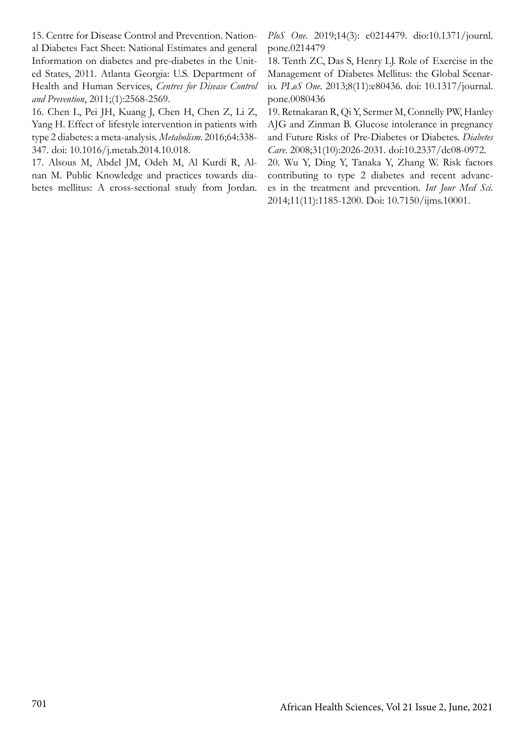15. Centre for Disease Control and Prevention. National Diabetes Fact Sheet: National Estimates and general Information on diabetes and pre-diabetes in the United States, 2011. Atlanta Georgia: U.S. Department of Health and Human Services, *Centres for Disease Control and Prevention*, 2011;(1):2568-2569.

16. Chen L, Pei JH, Kuang J, Chen H, Chen Z, Li Z, Yang H. Effect of lifestyle intervention in patients with type 2 diabetes: a meta-analysis. *Metabolism*. 2016;64:338-347. doi: 10.1016/j.metab.2014.10.018.

17. Alsous M, Abdel JM, Odeh M, Al Kurdi R, Alnan M. Public Knowledge and practices towards diabetes mellitus: A cross-sectional study from Jordan. *PloS One*. 2019;14(3): e0214479. dio:10.1371/journl.pone.0214479

18. Tenth ZC, Das S, Henry LJ. Role of Exercise in the Management of Diabetes Mellitus: the Global Scenario. *PLoS One*. 2013;8(11):e80436. doi: 10.1317/journal.pone.0080436

19. Retnakaran R, Qi Y, Sermer M, Connelly PW, Hanley AJG and Zinman B. Glucose intolerance in pregnancy and Future Risks of Pre-Diabetes or Diabetes. *Diabetes Care*. 2008;31(10):2026-2031. doi:10.2337/dc08-0972.

20. Wu Y, Ding Y, Tanaka Y, Zhang W. Risk factors contributing to type 2 diabetes and recent advances in the treatment and prevention. *Int Jour Med Sci*. 2014;11(11):1185-1200. Doi: 10.7150/ijms.10001.